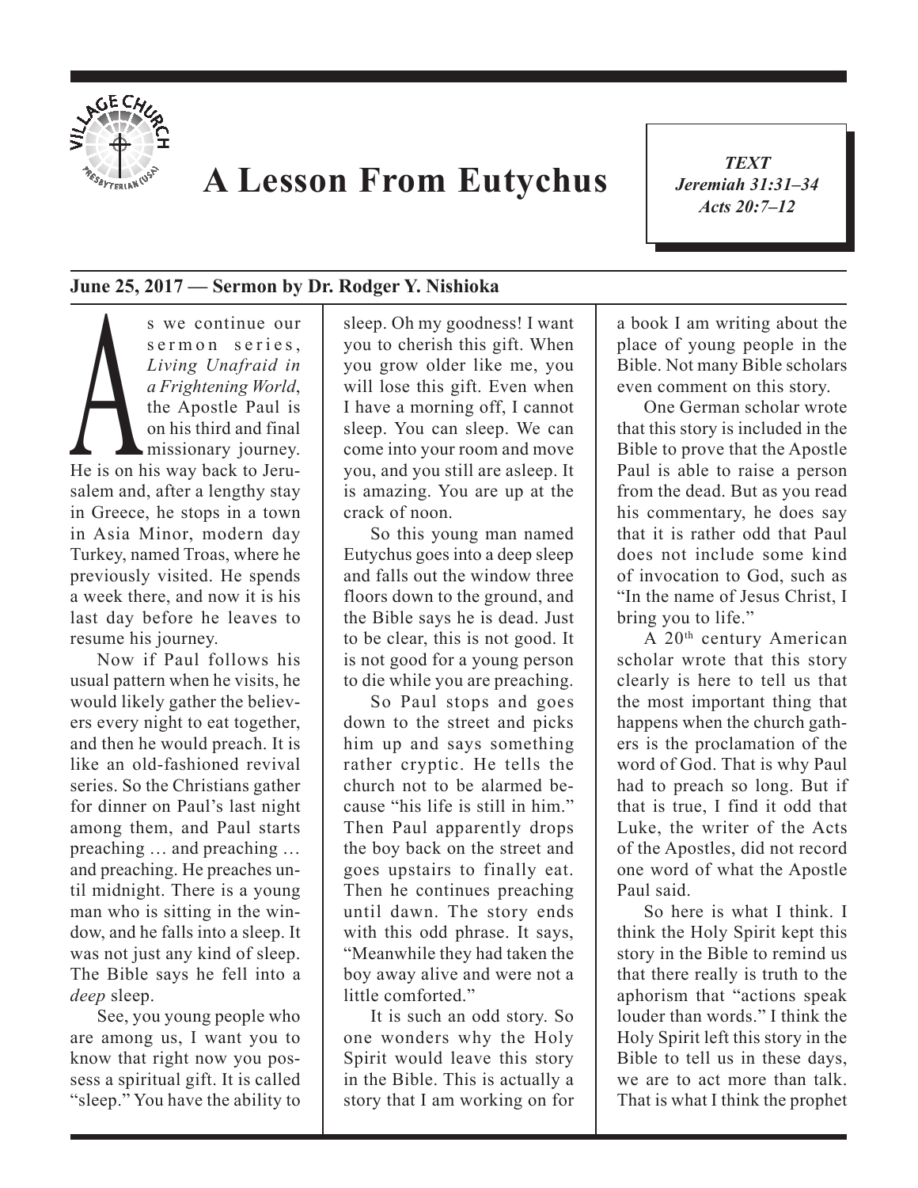# A Lesson From Eutychus

*TEXT*
*Jeremiah 31:31–34*
*Acts 20:7–12*

**June 25, 2017 — Sermon by Dr. Rodger Y. Nishioka**

As we continue our sermon series, *Living Unafraid in a Frightening World*, the Apostle Paul is on his third and final missionary journey. He is on his way back to Jerusalem and, after a lengthy stay in Greece, he stops in a town in Asia Minor, modern day Turkey, named Troas, where he previously visited. He spends a week there, and now it is his last day before he leaves to resume his journey.

Now if Paul follows his usual pattern when he visits, he would likely gather the believers every night to eat together, and then he would preach. It is like an old-fashioned revival series. So the Christians gather for dinner on Paul's last night among them, and Paul starts preaching … and preaching … and preaching. He preaches until midnight. There is a young man who is sitting in the window, and he falls into a sleep. It was not just any kind of sleep. The Bible says he fell into a *deep* sleep.

See, you young people who are among us, I want you to know that right now you possess a spiritual gift. It is called "sleep." You have the ability to sleep. Oh my goodness! I want you to cherish this gift. When you grow older like me, you will lose this gift. Even when I have a morning off, I cannot sleep. You can sleep. We can come into your room and move you, and you still are asleep. It is amazing. You are up at the crack of noon.

So this young man named Eutychus goes into a deep sleep and falls out the window three floors down to the ground, and the Bible says he is dead. Just to be clear, this is not good. It is not good for a young person to die while you are preaching.

So Paul stops and goes down to the street and picks him up and says something rather cryptic. He tells the church not to be alarmed because "his life is still in him." Then Paul apparently drops the boy back on the street and goes upstairs to finally eat. Then he continues preaching until dawn. The story ends with this odd phrase. It says, "Meanwhile they had taken the boy away alive and were not a little comforted."

It is such an odd story. So one wonders why the Holy Spirit would leave this story in the Bible. This is actually a story that I am working on for a book I am writing about the place of young people in the Bible. Not many Bible scholars even comment on this story.

One German scholar wrote that this story is included in the Bible to prove that the Apostle Paul is able to raise a person from the dead. But as you read his commentary, he does say that it is rather odd that Paul does not include some kind of invocation to God, such as "In the name of Jesus Christ, I bring you to life."

A 20th century American scholar wrote that this story clearly is here to tell us that the most important thing that happens when the church gathers is the proclamation of the word of God. That is why Paul had to preach so long. But if that is true, I find it odd that Luke, the writer of the Acts of the Apostles, did not record one word of what the Apostle Paul said.

So here is what I think. I think the Holy Spirit kept this story in the Bible to remind us that there really is truth to the aphorism that "actions speak louder than words." I think the Holy Spirit left this story in the Bible to tell us in these days, we are to act more than talk. That is what I think the prophet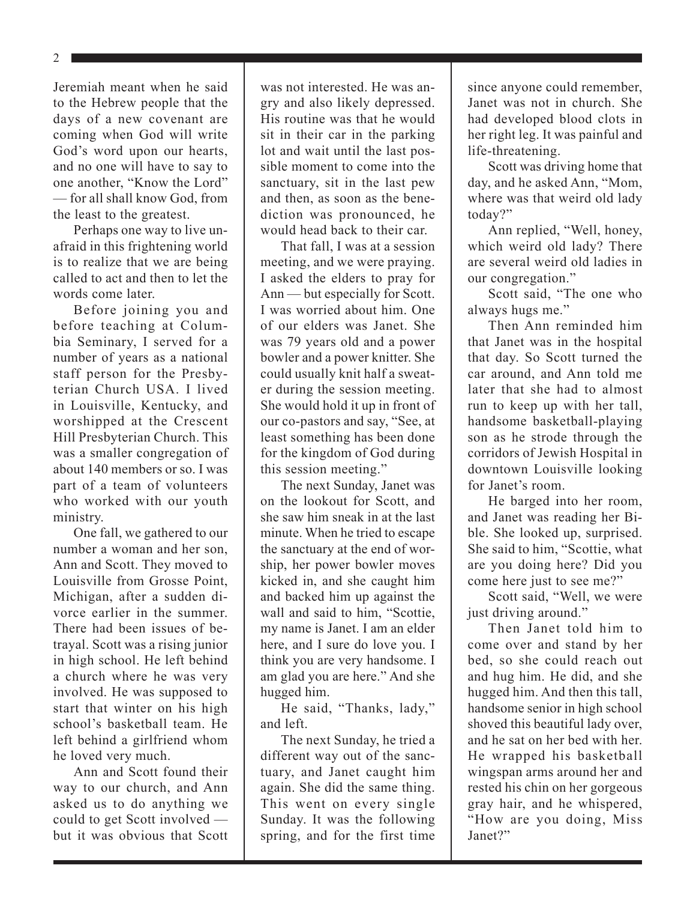Jeremiah meant when he said to the Hebrew people that the days of a new covenant are coming when God will write God's word upon our hearts, and no one will have to say to one another, "Know the Lord" — for all shall know God, from the least to the greatest.

Perhaps one way to live unafraid in this frightening world is to realize that we are being called to act and then to let the words come later.

Before joining you and before teaching at Columbia Seminary, I served for a number of years as a national staff person for the Presbyterian Church USA. I lived in Louisville, Kentucky, and worshipped at the Crescent Hill Presbyterian Church. This was a smaller congregation of about 140 members or so. I was part of a team of volunteers who worked with our youth ministry.

One fall, we gathered to our number a woman and her son, Ann and Scott. They moved to Louisville from Grosse Point, Michigan, after a sudden divorce earlier in the summer. There had been issues of betrayal. Scott was a rising junior in high school. He left behind a church where he was very involved. He was supposed to start that winter on his high school's basketball team. He left behind a girlfriend whom he loved very much.

Ann and Scott found their way to our church, and Ann asked us to do anything we could to get Scott involved — but it was obvious that Scott was not interested. He was angry and also likely depressed. His routine was that he would sit in their car in the parking lot and wait until the last possible moment to come into the sanctuary, sit in the last pew and then, as soon as the benediction was pronounced, he would head back to their car.

That fall, I was at a session meeting, and we were praying. I asked the elders to pray for Ann — but especially for Scott. I was worried about him. One of our elders was Janet. She was 79 years old and a power bowler and a power knitter. She could usually knit half a sweater during the session meeting. She would hold it up in front of our co-pastors and say, "See, at least something has been done for the kingdom of God during this session meeting."

The next Sunday, Janet was on the lookout for Scott, and she saw him sneak in at the last minute. When he tried to escape the sanctuary at the end of worship, her power bowler moves kicked in, and she caught him and backed him up against the wall and said to him, "Scottie, my name is Janet. I am an elder here, and I sure do love you. I think you are very handsome. I am glad you are here." And she hugged him.

He said, "Thanks, lady," and left.

The next Sunday, he tried a different way out of the sanctuary, and Janet caught him again. She did the same thing. This went on every single Sunday. It was the following spring, and for the first time since anyone could remember, Janet was not in church. She had developed blood clots in her right leg. It was painful and life-threatening.

Scott was driving home that day, and he asked Ann, "Mom, where was that weird old lady today?"

Ann replied, "Well, honey, which weird old lady? There are several weird old ladies in our congregation."

Scott said, "The one who always hugs me."

Then Ann reminded him that Janet was in the hospital that day. So Scott turned the car around, and Ann told me later that she had to almost run to keep up with her tall, handsome basketball-playing son as he strode through the corridors of Jewish Hospital in downtown Louisville looking for Janet's room.

He barged into her room, and Janet was reading her Bible. She looked up, surprised. She said to him, "Scottie, what are you doing here? Did you come here just to see me?"

Scott said, "Well, we were just driving around."

Then Janet told him to come over and stand by her bed, so she could reach out and hug him. He did, and she hugged him. And then this tall, handsome senior in high school shoved this beautiful lady over, and he sat on her bed with her. He wrapped his basketball wingspan arms around her and rested his chin on her gorgeous gray hair, and he whispered, "How are you doing, Miss Janet?"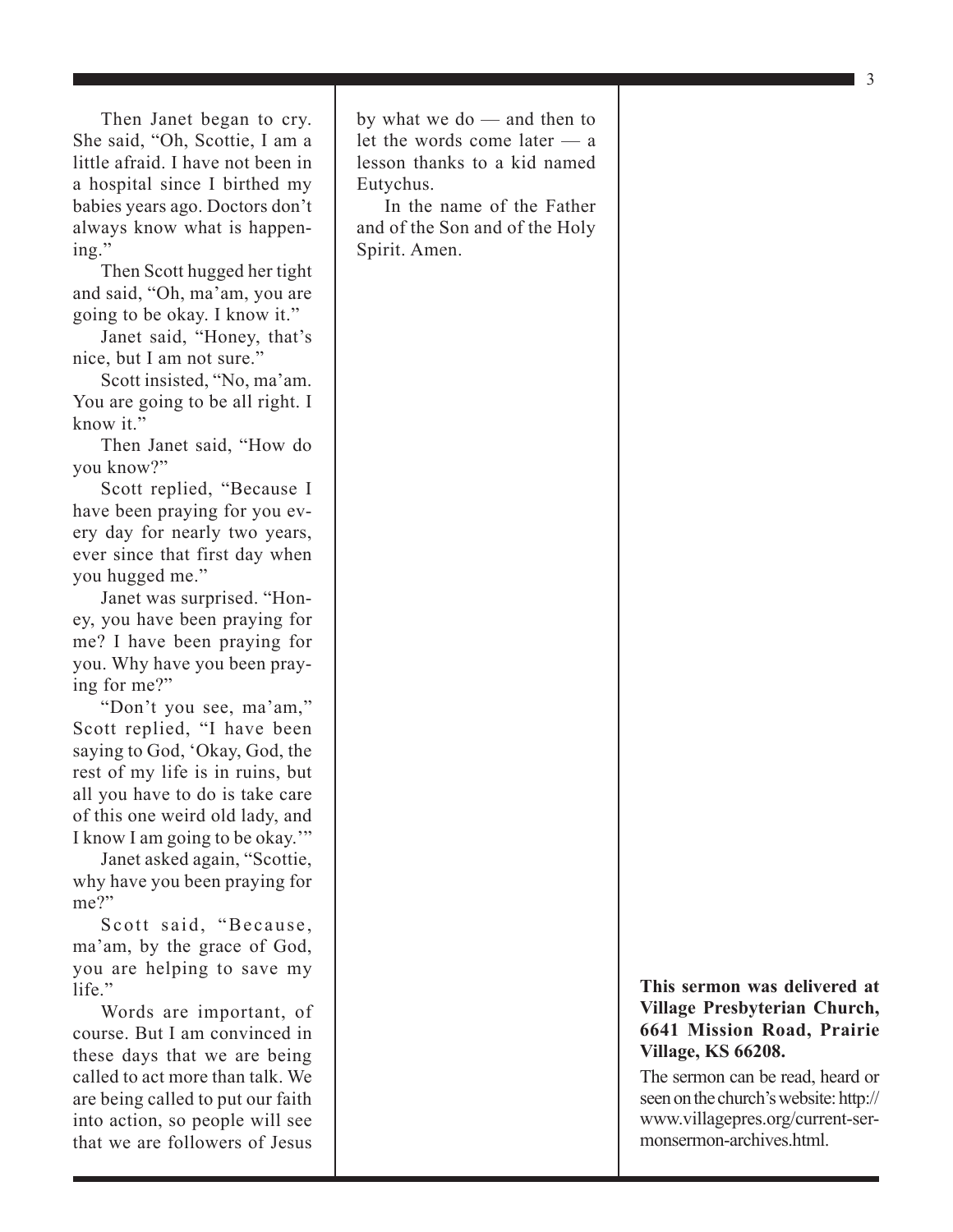Then Janet began to cry. She said, "Oh, Scottie, I am a little afraid. I have not been in a hospital since I birthed my babies years ago. Doctors don't always know what is happening."

Then Scott hugged her tight and said, "Oh, ma'am, you are going to be okay. I know it."

Janet said, "Honey, that's nice, but I am not sure."

Scott insisted, "No, ma'am. You are going to be all right. I know it."

Then Janet said, "How do you know?"

Scott replied, "Because I have been praying for you every day for nearly two years, ever since that first day when you hugged me."

Janet was surprised. "Honey, you have been praying for me? I have been praying for you. Why have you been praying for me?"

"Don't you see, ma'am," Scott replied, "I have been saying to God, 'Okay, God, the rest of my life is in ruins, but all you have to do is take care of this one weird old lady, and I know I am going to be okay.'"

Janet asked again, "Scottie, why have you been praying for me?"

Scott said, "Because, ma'am, by the grace of God, you are helping to save my life."

Words are important, of course. But I am convinced in these days that we are being called to act more than talk. We are being called to put our faith into action, so people will see that we are followers of Jesus by what we do — and then to let the words come later — a lesson thanks to a kid named Eutychus.

In the name of the Father and of the Son and of the Holy Spirit. Amen.

**This sermon was delivered at Village Presbyterian Church, 6641 Mission Road, Prairie Village, KS 66208.**

The sermon can be read, heard or seen on the church's website: http://www.villagepres.org/current-sermonsermon-archives.html.